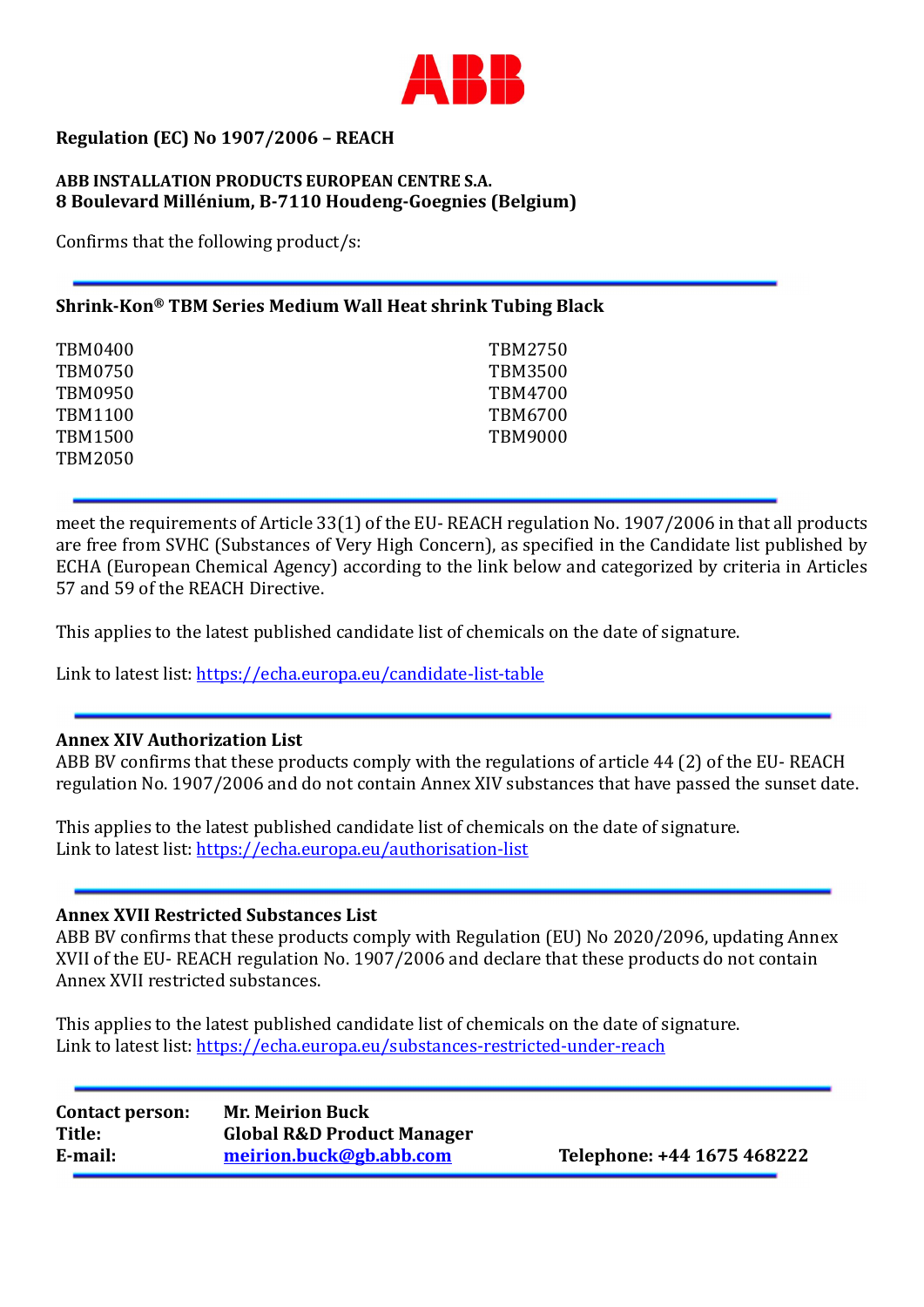ABB

**Regulation (EC) No 1907/2006 – REACH**

**ABB INSTALLATION PRODUCTS EUROPEAN CENTRE S.A.**
**8 Boulevard Millénium, B-7110 Houdeng-Goegnies (Belgium)**

Confirms that the following product/s:

---

**Shrink-Kon® TBM Series Medium Wall Heat shrink Tubing Black**

TBM0400
TBM0750
TBM0950
TBM1100
TBM1500
TBM2050
TBM2750
TBM3500
TBM4700
TBM6700
TBM9000

---

meet the requirements of Article 33(1) of the EU- REACH regulation No. 1907/2006 in that all products are free from SVHC (Substances of Very High Concern), as specified in the Candidate list published by ECHA (European Chemical Agency) according to the link below and categorized by criteria in Articles 57 and 59 of the REACH Directive.

This applies to the latest published candidate list of chemicals on the date of signature.

Link to latest list: https://echa.europa.eu/candidate-list-table

---

**Annex XIV Authorization List**
ABB BV confirms that these products comply with the regulations of article 44 (2) of the EU- REACH regulation No. 1907/2006 and do not contain Annex XIV substances that have passed the sunset date.

This applies to the latest published candidate list of chemicals on the date of signature.
Link to latest list: https://echa.europa.eu/authorisation-list

---

**Annex XVII Restricted Substances List**
ABB BV confirms that these products comply with Regulation (EU) No 2020/2096, updating Annex XVII of the EU- REACH regulation No. 1907/2006 and declare that these products do not contain Annex XVII restricted substances.

This applies to the latest published candidate list of chemicals on the date of signature.
Link to latest list: https://echa.europa.eu/substances-restricted-under-reach

---

**Contact person:** **Mr. Meirion Buck**
**Title:** **Global R&D Product Manager**
**E-mail:** **meirion.buck@gb.abb.com** **Telephone: +44 1675 468222**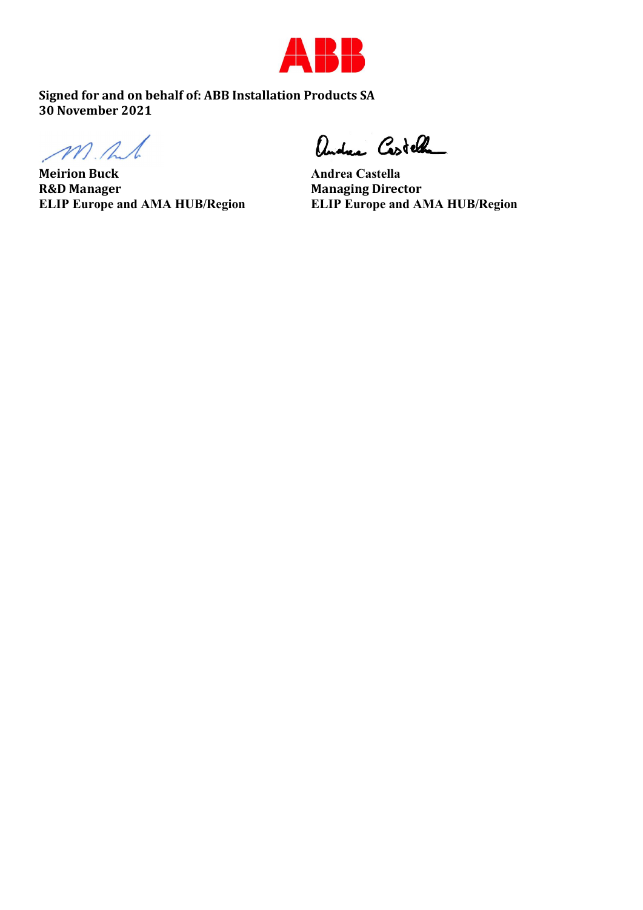**Signed for and on behalf of: ABB Installation Products SA**
**30 November 2021**

**Meirion Buck**
**R&D Manager**
**ELIP Europe and AMA HUB/Region**

**Andrea Castella**
**Managing Director**
**ELIP Europe and AMA HUB/Region**